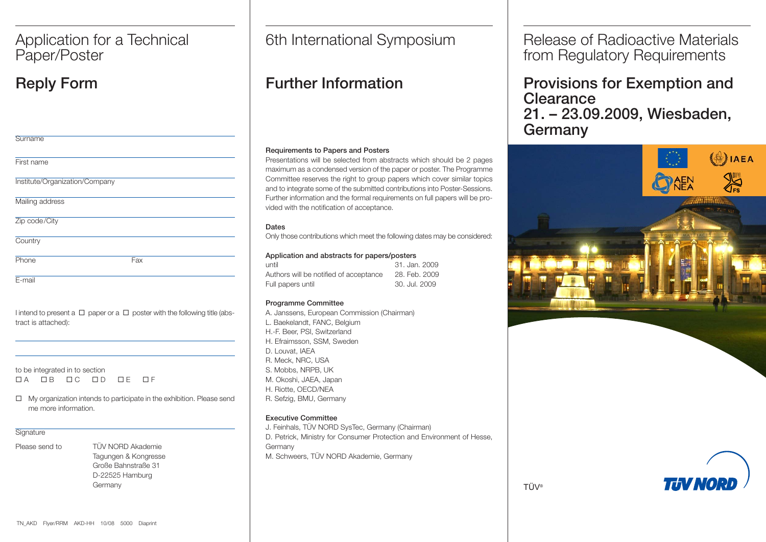# Application for a Technical Paper/Poster

## Reply Form

Surname

First name

Institute/Organization/Company

Mailing address

Zip code/City

Country

Phone Fax

E-mail

I intend to present a ☐ paper or a ☐ poster with the following title (abstract is attached):

to be integrated in to section

☐ A ☐ B ☐ C ☐ D ☐ E ☐ F

☐ My organization intends to participate in the exhibition. Please send me more information.

Signature

Please send to

TÜV NORD Akademie
Tagungen & Kongresse
Große Bahnstraße 31
D-22525 Hamburg
Germany

TN_AKD Flyer/RRM AKD-HH 10/08 5000 Diaprint

# 6th International Symposium

## Further Information

**Requirements to Papers and Posters**

Presentations will be selected from abstracts which should be 2 pages maximum as a condensed version of the paper or poster. The Programme Committee reserves the right to group papers which cover similar topics and to integrate some of the submitted contributions into Poster-Sessions. Further information and the formal requirements on full papers will be provided with the notification of acceptance.

**Dates**

Only those contributions which meet the following dates may be considered:

**Application and abstracts for papers/posters**

| | |
|---|---|
| until | 31. Jan. 2009 |
| Authors will be notified of acceptance | 28. Feb. 2009 |
| Full papers until | 30. Jul. 2009 |

**Programme Committee**

A. Janssens, European Commission (Chairman)
L. Baekelandt, FANC, Belgium
H.-F. Beer, PSI, Switzerland
H. Efraimsson, SSM, Sweden
D. Louvat, IAEA
R. Meck, NRC, USA
S. Mobbs, NRPB, UK
M. Okoshi, JAEA, Japan
H. Riotte, OECD/NEA
R. Sefzig, BMU, Germany

**Executive Committee**

J. Feinhals, TÜV NORD SysTec, Germany (Chairman)
D. Petrick, Ministry for Consumer Protection and Environment of Hesse, Germany
M. Schweers, TÜV NORD Akademie, Germany

# Release of Radioactive Materials from Regulatory Requirements

## Provisions for Exemption and Clearance 21. – 23.09.2009, Wiesbaden, Germany

IAEA

AEN NEA

TÜV®

TÜV NORD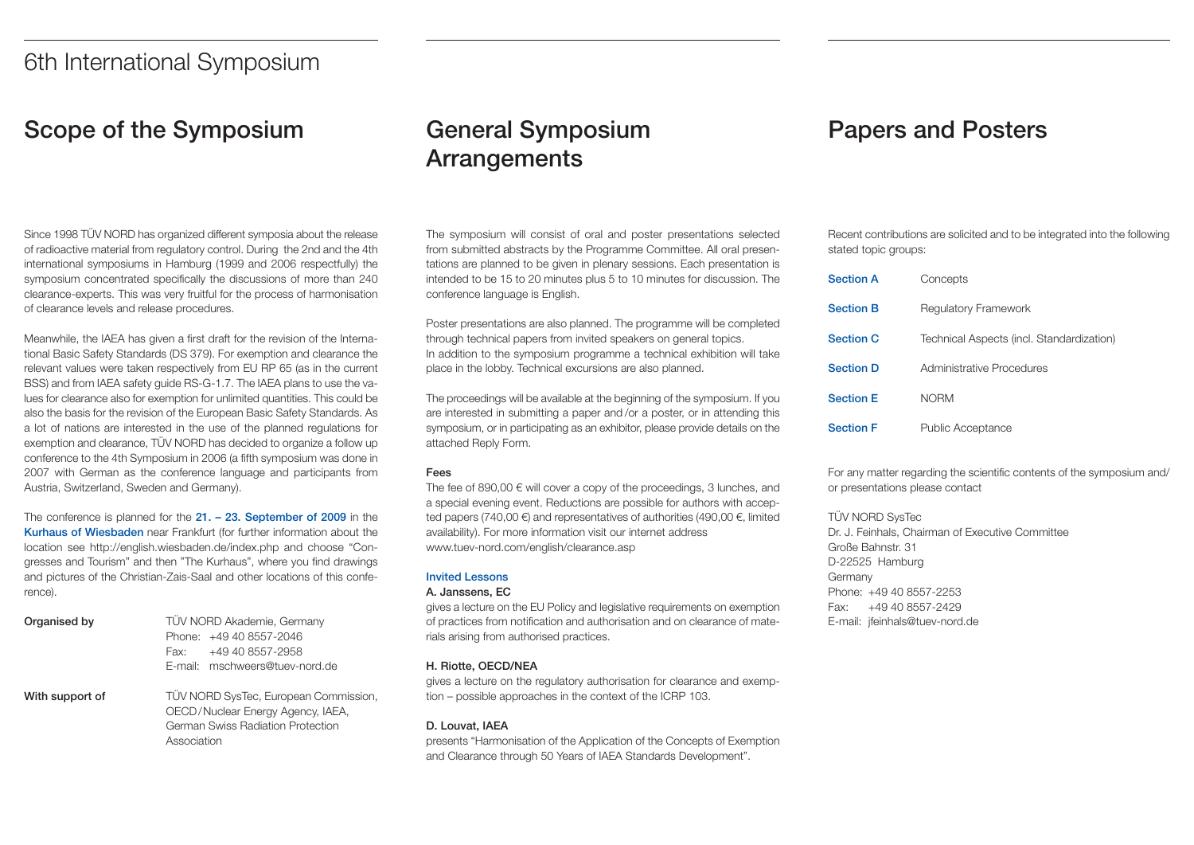# 6th International Symposium

## Scope of the Symposium

Since 1998 TÜV NORD has organized different symposia about the release of radioactive material from regulatory control. During the 2nd and the 4th international symposiums in Hamburg (1999 and 2006 respectfully) the symposium concentrated specifically the discussions of more than 240 clearance-experts. This was very fruitful for the process of harmonisation of clearance levels and release procedures.

Meanwhile, the IAEA has given a first draft for the revision of the International Basic Safety Standards (DS 379). For exemption and clearance the relevant values were taken respectively from EU RP 65 (as in the current BSS) and from IAEA safety guide RS-G-1.7. The IAEA plans to use the values for clearance also for exemption for unlimited quantities. This could be also the basis for the revision of the European Basic Safety Standards. As a lot of nations are interested in the use of the planned regulations for exemption and clearance, TÜV NORD has decided to organize a follow up conference to the 4th Symposium in 2006 (a fifth symposium was done in 2007 with German as the conference language and participants from Austria, Switzerland, Sweden and Germany).

The conference is planned for the **21. – 23. September of 2009** in the **Kurhaus of Wiesbaden** near Frankfurt (for further information about the location see http://english.wiesbaden.de/index.php and choose "Congresses and Tourism" and then "The Kurhaus", where you find drawings and pictures of the Christian-Zais-Saal and other locations of this conference).

**Organised by**

TÜV NORD Akademie, Germany
Phone: +49 40 8557-2046
Fax: +49 40 8557-2958
E-mail: mschweers@tuev-nord.de

**With support of**

TÜV NORD SysTec, European Commission, OECD/Nuclear Energy Agency, IAEA, German Swiss Radiation Protection Association

## General Symposium Arrangements

The symposium will consist of oral and poster presentations selected from submitted abstracts by the Programme Committee. All oral presentations are planned to be given in plenary sessions. Each presentation is intended to be 15 to 20 minutes plus 5 to 10 minutes for discussion. The conference language is English.

Poster presentations are also planned. The programme will be completed through technical papers from invited speakers on general topics.
In addition to the symposium programme a technical exhibition will take place in the lobby. Technical excursions are also planned.

The proceedings will be available at the beginning of the symposium. If you are interested in submitting a paper and/or a poster, or in attending this symposium, or in participating as an exhibitor, please provide details on the attached Reply Form.

### Fees

The fee of 890,00 € will cover a copy of the proceedings, 3 lunches, and a special evening event. Reductions are possible for authors with accepted papers (740,00 €) and representatives of authorities (490,00 €, limited availability). For more information visit our internet address www.tuev-nord.com/english/clearance.asp

### Invited Lessons

**A. Janssens, EC**

gives a lecture on the EU Policy and legislative requirements on exemption of practices from notification and authorisation and on clearance of materials arising from authorised practices.

**H. Riotte, OECD/NEA**

gives a lecture on the regulatory authorisation for clearance and exemption – possible approaches in the context of the ICRP 103.

**D. Louvat, IAEA**

presents "Harmonisation of the Application of the Concepts of Exemption and Clearance through 50 Years of IAEA Standards Development".

## Papers and Posters

Recent contributions are solicited and to be integrated into the following stated topic groups:

| | |
|---|---|
| **Section A** | Concepts |
| **Section B** | Regulatory Framework |
| **Section C** | Technical Aspects (incl. Standardization) |
| **Section D** | Administrative Procedures |
| **Section E** | NORM |
| **Section F** | Public Acceptance |

For any matter regarding the scientific contents of the symposium and/or presentations please contact

TÜV NORD SysTec
Dr. J. Feinhals, Chairman of Executive Committee
Große Bahnstr. 31
D-22525 Hamburg
Germany
Phone: +49 40 8557-2253
Fax: +49 40 8557-2429
E-mail: jfeinhals@tuev-nord.de